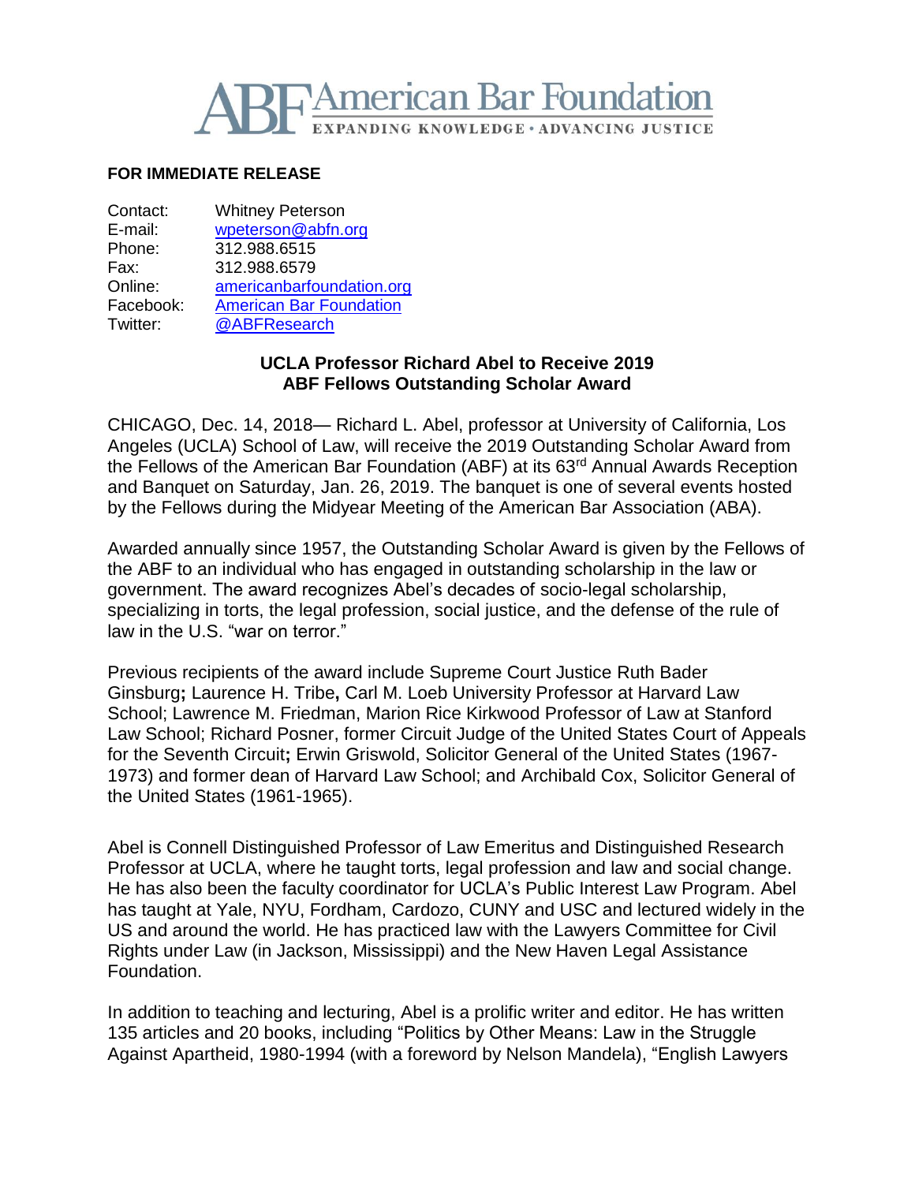**American Bar Foundation**
EXPANDING KNOWLEDGE • ADVANCING JUSTICE

**FOR IMMEDIATE RELEASE**

Contact: Whitney Peterson
E-mail: wpeterson@abfn.org
Phone: 312.988.6515
Fax: 312.988.6579
Online: americanbarfoundation.org
Facebook: American Bar Foundation
Twitter: @ABFResearch

## UCLA Professor Richard Abel to Receive 2019 ABF Fellows Outstanding Scholar Award

CHICAGO, Dec. 14, 2018— Richard L. Abel, professor at University of California, Los Angeles (UCLA) School of Law, will receive the 2019 Outstanding Scholar Award from the Fellows of the American Bar Foundation (ABF) at its 63rd Annual Awards Reception and Banquet on Saturday, Jan. 26, 2019. The banquet is one of several events hosted by the Fellows during the Midyear Meeting of the American Bar Association (ABA).

Awarded annually since 1957, the Outstanding Scholar Award is given by the Fellows of the ABF to an individual who has engaged in outstanding scholarship in the law or government. The award recognizes Abel's decades of socio-legal scholarship, specializing in torts, the legal profession, social justice, and the defense of the rule of law in the U.S. "war on terror."

Previous recipients of the award include Supreme Court Justice Ruth Bader Ginsburg**;** Laurence H. Tribe**,** Carl M. Loeb University Professor at Harvard Law School; Lawrence M. Friedman, Marion Rice Kirkwood Professor of Law at Stanford Law School; Richard Posner, former Circuit Judge of the United States Court of Appeals for the Seventh Circuit**;** Erwin Griswold, Solicitor General of the United States (1967-1973) and former dean of Harvard Law School; and Archibald Cox, Solicitor General of the United States (1961-1965).

Abel is Connell Distinguished Professor of Law Emeritus and Distinguished Research Professor at UCLA, where he taught torts, legal profession and law and social change. He has also been the faculty coordinator for UCLA's Public Interest Law Program. Abel has taught at Yale, NYU, Fordham, Cardozo, CUNY and USC and lectured widely in the US and around the world. He has practiced law with the Lawyers Committee for Civil Rights under Law (in Jackson, Mississippi) and the New Haven Legal Assistance Foundation.

In addition to teaching and lecturing, Abel is a prolific writer and editor. He has written 135 articles and 20 books, including "Politics by Other Means: Law in the Struggle Against Apartheid, 1980-1994 (with a foreword by Nelson Mandela), "English Lawyers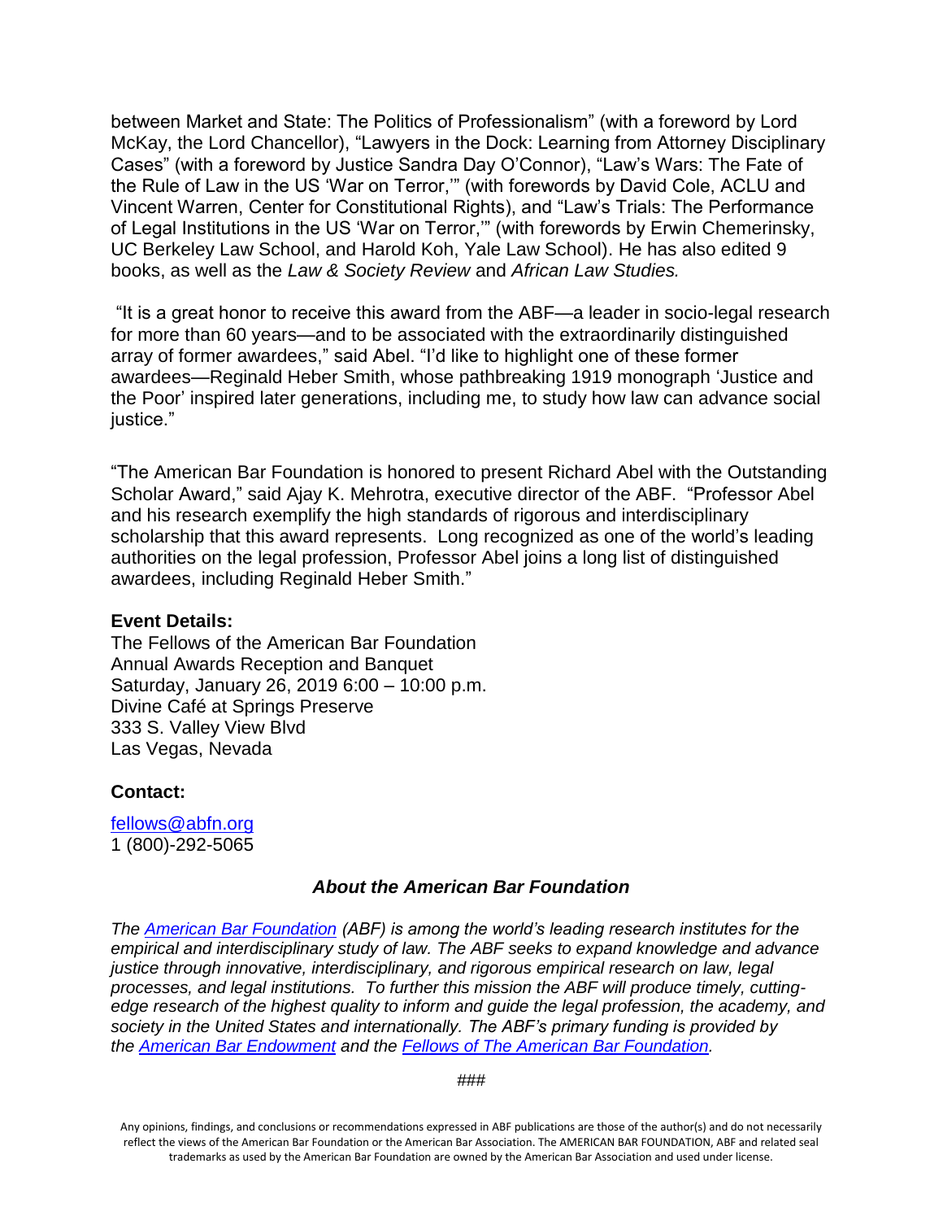between Market and State: The Politics of Professionalism" (with a foreword by Lord McKay, the Lord Chancellor), "Lawyers in the Dock: Learning from Attorney Disciplinary Cases" (with a foreword by Justice Sandra Day O'Connor), "Law's Wars: The Fate of the Rule of Law in the US 'War on Terror,'" (with forewords by David Cole, ACLU and Vincent Warren, Center for Constitutional Rights), and "Law's Trials: The Performance of Legal Institutions in the US 'War on Terror,'" (with forewords by Erwin Chemerinsky, UC Berkeley Law School, and Harold Koh, Yale Law School). He has also edited 9 books, as well as the *Law & Society Review* and *African Law Studies.*

"It is a great honor to receive this award from the ABF—a leader in socio-legal research for more than 60 years—and to be associated with the extraordinarily distinguished array of former awardees," said Abel. "I'd like to highlight one of these former awardees—Reginald Heber Smith, whose pathbreaking 1919 monograph 'Justice and the Poor' inspired later generations, including me, to study how law can advance social justice."

"The American Bar Foundation is honored to present Richard Abel with the Outstanding Scholar Award," said Ajay K. Mehrotra, executive director of the ABF. "Professor Abel and his research exemplify the high standards of rigorous and interdisciplinary scholarship that this award represents. Long recognized as one of the world's leading authorities on the legal profession, Professor Abel joins a long list of distinguished awardees, including Reginald Heber Smith."

**Event Details:**

The Fellows of the American Bar Foundation
Annual Awards Reception and Banquet
Saturday, January 26, 2019 6:00 – 10:00 p.m.
Divine Café at Springs Preserve
333 S. Valley View Blvd
Las Vegas, Nevada

**Contact:**

fellows@abfn.org
1 (800)-292-5065

### *About the American Bar Foundation*

*The American Bar Foundation (ABF) is among the world's leading research institutes for the empirical and interdisciplinary study of law. The ABF seeks to expand knowledge and advance justice through innovative, interdisciplinary, and rigorous empirical research on law, legal processes, and legal institutions. To further this mission the ABF will produce timely, cutting-edge research of the highest quality to inform and guide the legal profession, the academy, and society in the United States and internationally. The ABF's primary funding is provided by the American Bar Endowment and the Fellows of The American Bar Foundation.*

###

Any opinions, findings, and conclusions or recommendations expressed in ABF publications are those of the author(s) and do not necessarily reflect the views of the American Bar Foundation or the American Bar Association. The AMERICAN BAR FOUNDATION, ABF and related seal trademarks as used by the American Bar Foundation are owned by the American Bar Association and used under license.